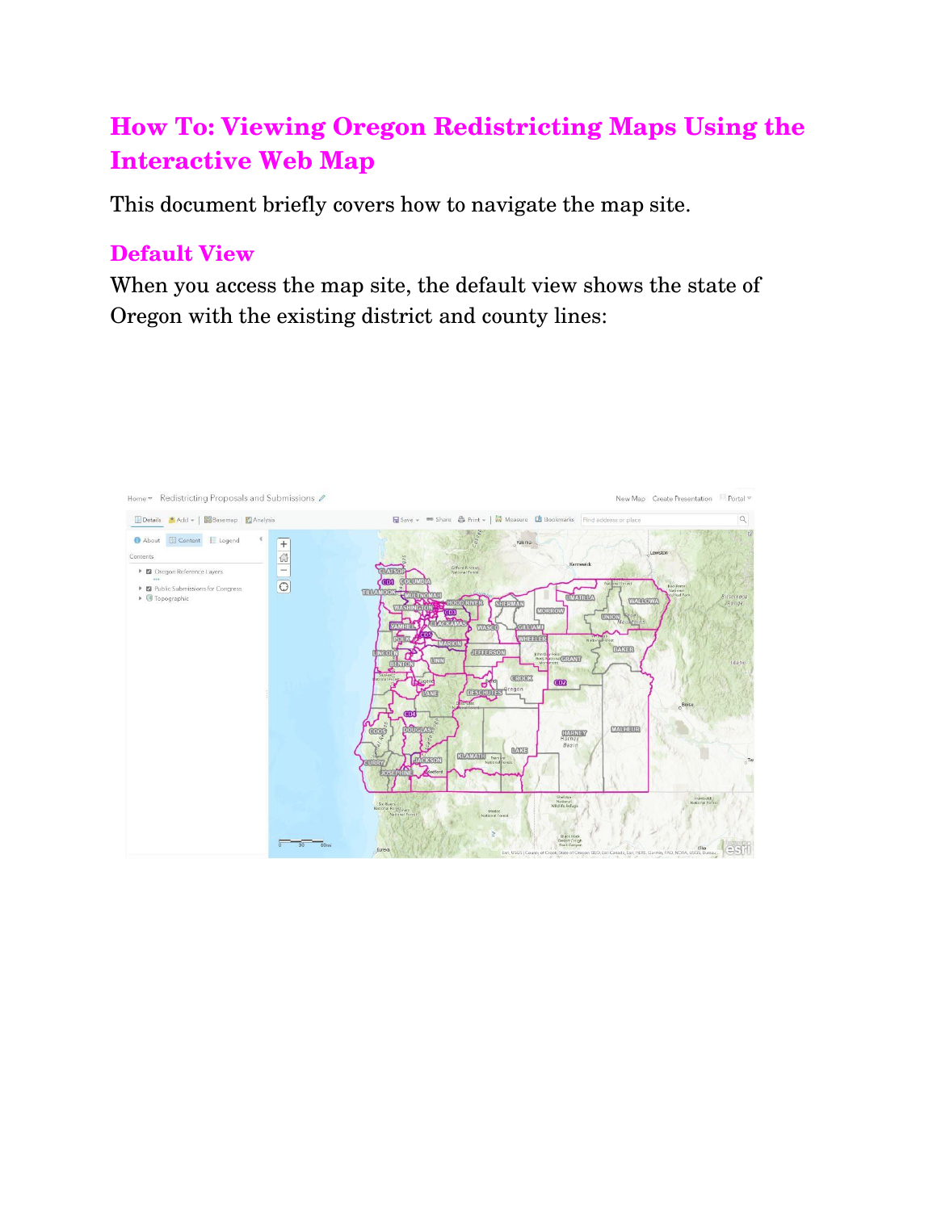# How To: Viewing Oregon Redistricting Maps Using the Interactive Web Map

This document briefly covers how to navigate the map site.

## Default View

When you access the map site, the default view shows the state of Oregon with the existing district and county lines: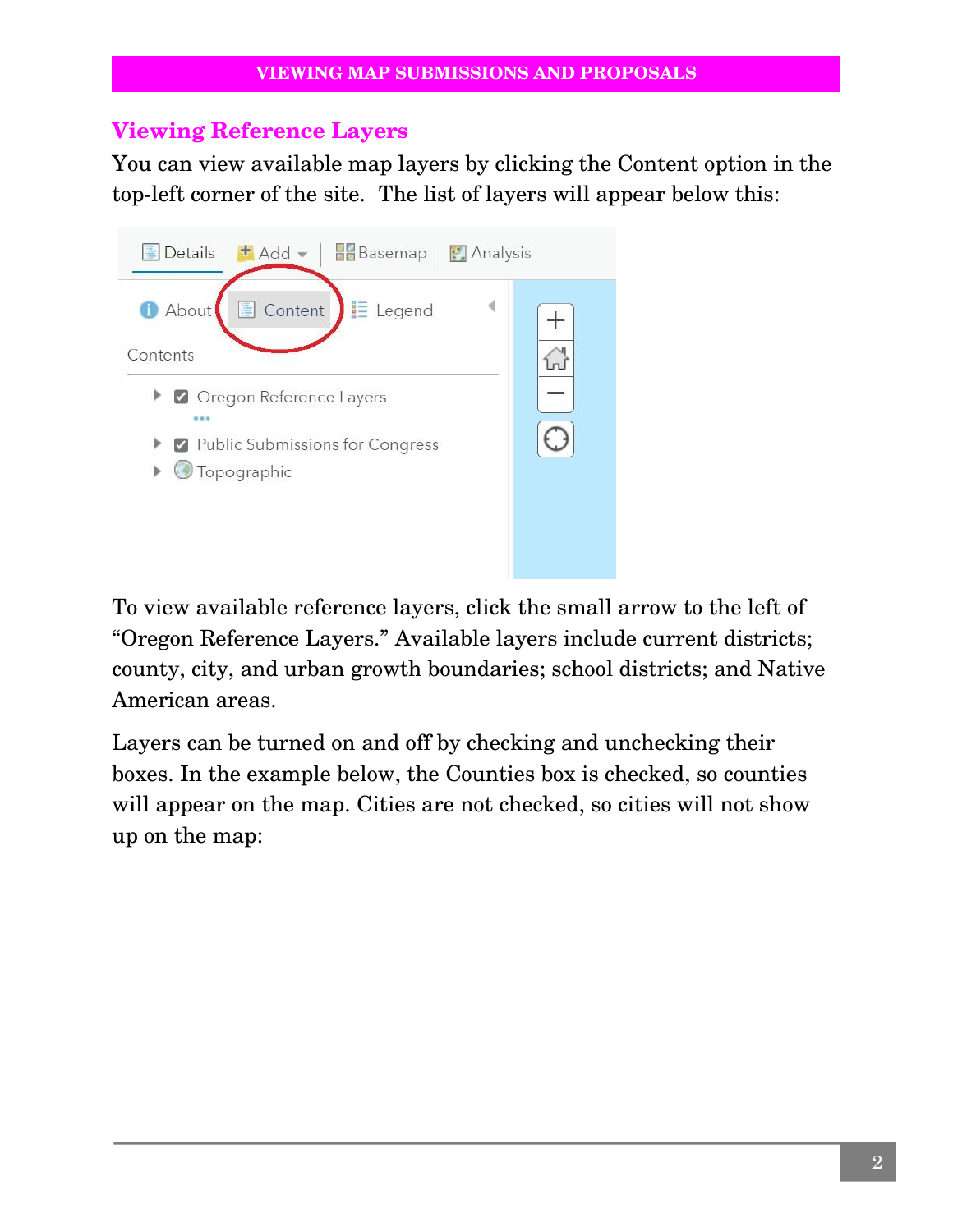## Viewing Reference Layers

You can view available map layers by clicking the Content option in the top-left corner of the site. The list of layers will appear below this:

To view available reference layers, click the small arrow to the left of "Oregon Reference Layers." Available layers include current districts; county, city, and urban growth boundaries; school districts; and Native American areas.

Layers can be turned on and off by checking and unchecking their boxes. In the example below, the Counties box is checked, so counties will appear on the map. Cities are not checked, so cities will not show up on the map: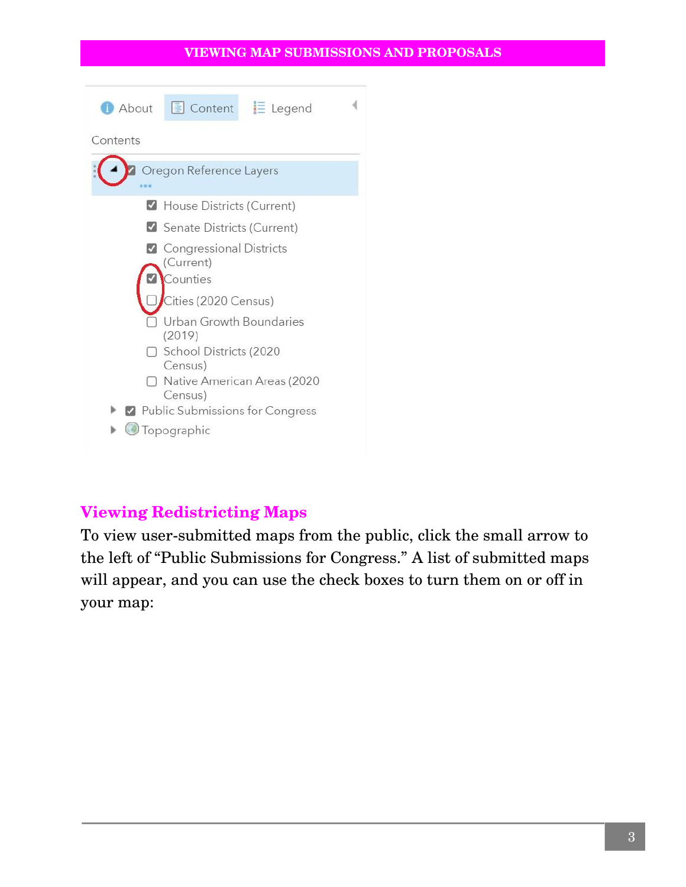About | Content | Legend

Contents

- Oregon Reference Layers
  - House Districts (Current)
  - Senate Districts (Current)
  - Congressional Districts (Current)
  - Counties
  - Cities (2020 Census)
  - Urban Growth Boundaries (2019)
  - School Districts (2020 Census)
  - Native American Areas (2020 Census)
- Public Submissions for Congress
- Topographic

## Viewing Redistricting Maps

To view user-submitted maps from the public, click the small arrow to the left of "Public Submissions for Congress." A list of submitted maps will appear, and you can use the check boxes to turn them on or off in your map: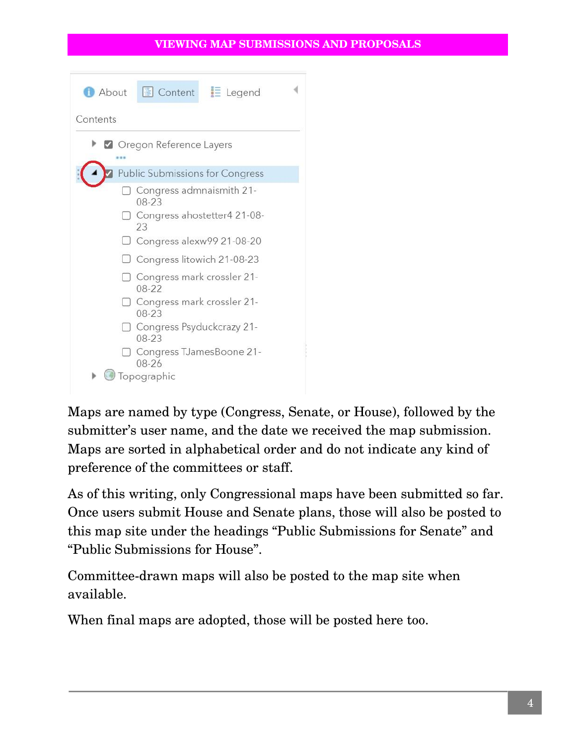# VIEWING MAP SUBMISSIONS AND PROPOSALS

About | Content | Legend

Contents

- Oregon Reference Layers
- Public Submissions for Congress
  - Congress admnaismith 21-08-23
  - Congress ahostetter4 21-08-23
  - Congress alexw99 21-08-20
  - Congress litowich 21-08-23
  - Congress mark crossler 21-08-22
  - Congress mark crossler 21-08-23
  - Congress Psyduckcrazy 21-08-23
  - Congress TJamesBoone 21-08-26
- Topographic

Maps are named by type (Congress, Senate, or House), followed by the submitter's user name, and the date we received the map submission. Maps are sorted in alphabetical order and do not indicate any kind of preference of the committees or staff.

As of this writing, only Congressional maps have been submitted so far. Once users submit House and Senate plans, those will also be posted to this map site under the headings "Public Submissions for Senate" and "Public Submissions for House".

Committee-drawn maps will also be posted to the map site when available.

When final maps are adopted, those will be posted here too.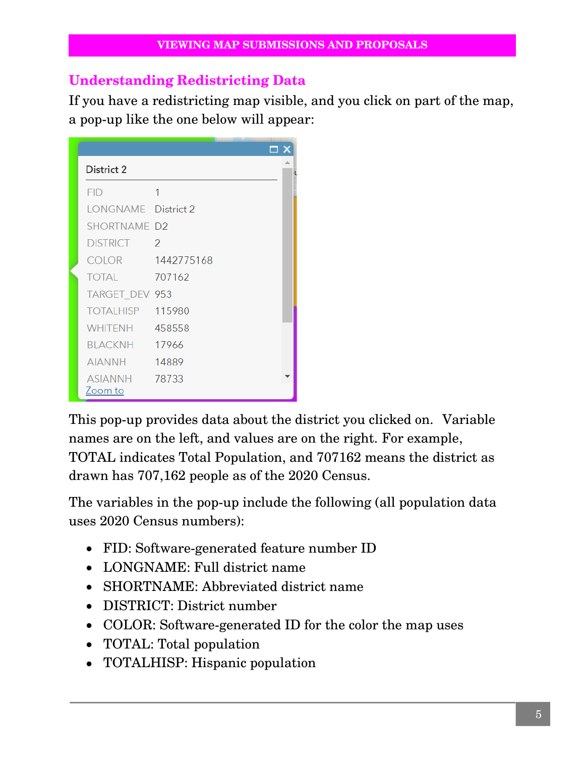## Understanding Redistricting Data

If you have a redistricting map visible, and you click on part of the map, a pop-up like the one below will appear:

This pop-up provides data about the district you clicked on. Variable names are on the left, and values are on the right. For example, TOTAL indicates Total Population, and 707162 means the district as drawn has 707,162 people as of the 2020 Census.

The variables in the pop-up include the following (all population data uses 2020 Census numbers):

- FID: Software-generated feature number ID
- LONGNAME: Full district name
- SHORTNAME: Abbreviated district name
- DISTRICT: District number
- COLOR: Software-generated ID for the color the map uses
- TOTAL: Total population
- TOTALHISP: Hispanic population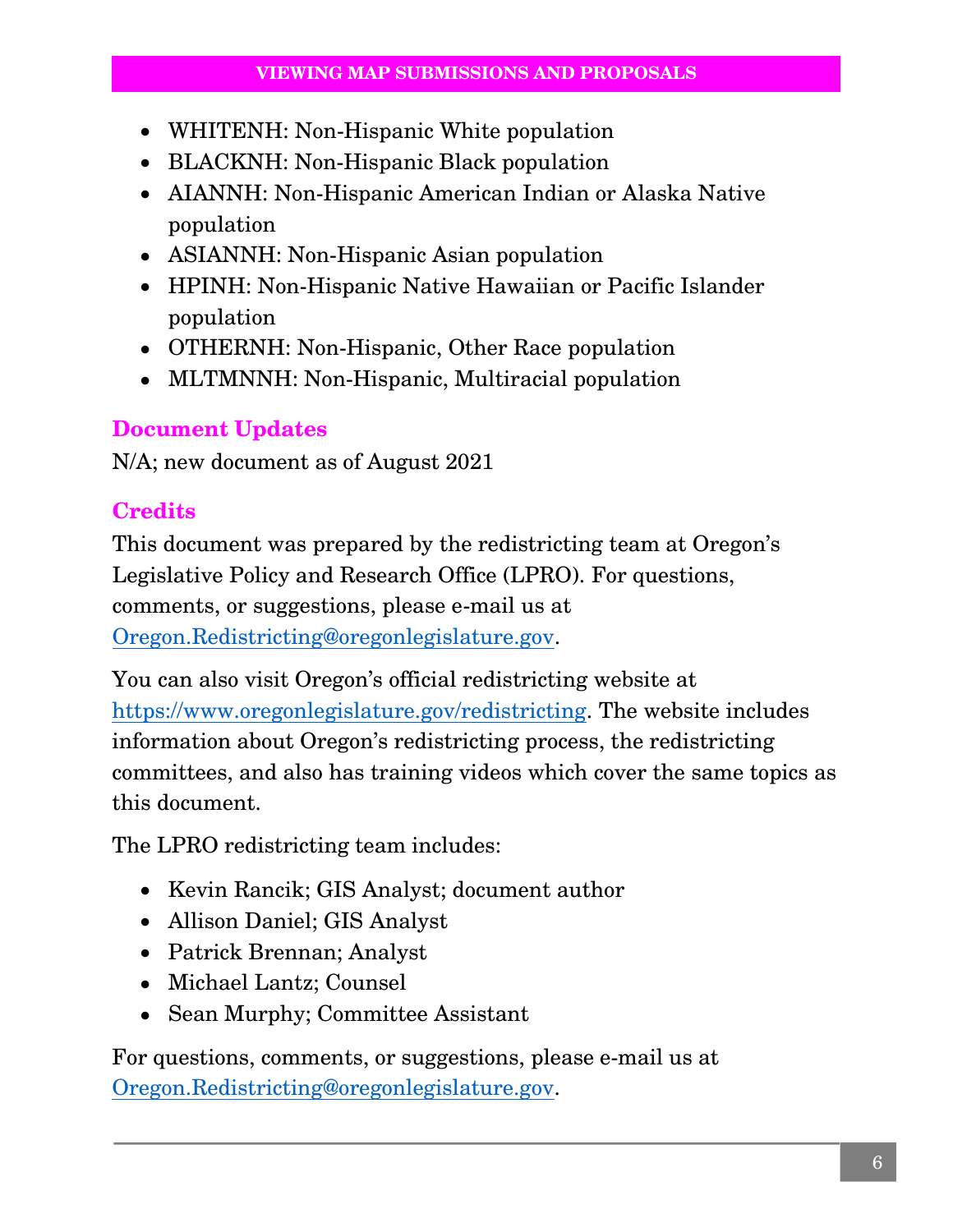- WHITENH: Non-Hispanic White population
- BLACKNH: Non-Hispanic Black population
- AIANNH: Non-Hispanic American Indian or Alaska Native population
- ASIANNH: Non-Hispanic Asian population
- HPINH: Non-Hispanic Native Hawaiian or Pacific Islander population
- OTHERNH: Non-Hispanic, Other Race population
- MLTMNNH: Non-Hispanic, Multiracial population

## Document Updates

N/A; new document as of August 2021

## Credits

This document was prepared by the redistricting team at Oregon's Legislative Policy and Research Office (LPRO). For questions, comments, or suggestions, please e-mail us at Oregon.Redistricting@oregonlegislature.gov.

You can also visit Oregon's official redistricting website at https://www.oregonlegislature.gov/redistricting. The website includes information about Oregon's redistricting process, the redistricting committees, and also has training videos which cover the same topics as this document.

The LPRO redistricting team includes:

- Kevin Rancik; GIS Analyst; document author
- Allison Daniel; GIS Analyst
- Patrick Brennan; Analyst
- Michael Lantz; Counsel
- Sean Murphy; Committee Assistant

For questions, comments, or suggestions, please e-mail us at Oregon.Redistricting@oregonlegislature.gov.